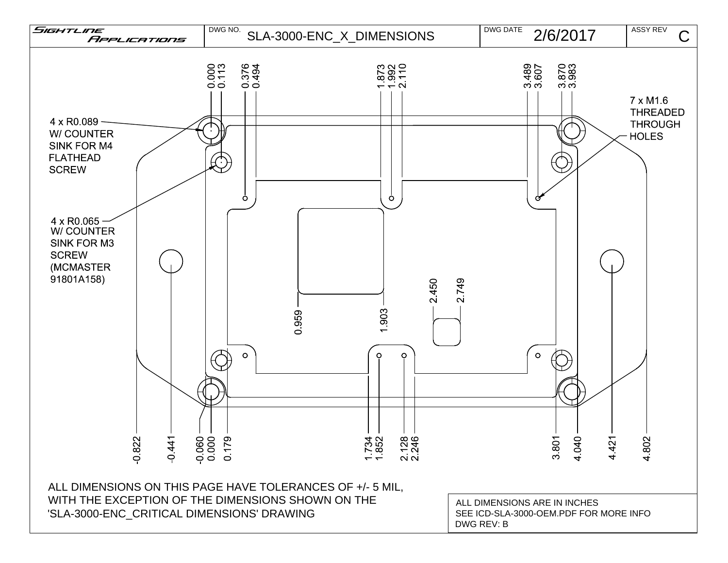| SIGHTLINE APPLICATIONS | DWG NO. SLA-3000-ENC_X_DIMENSIONS | DWG DATE 2/6/2017 | ASSY REV C |
|---|---|---|---|

0.000 0.113 0.376 0.494 1.873 1.992 2.110 3.489 3.607 3.870 3.983

4 x R0.089 W/ COUNTER SINK FOR M4 FLATHEAD SCREW

7 x M1.6 THREADED THROUGH HOLES

4 x R0.065 W/ COUNTER SINK FOR M3 SCREW (MCMASTER 91801A158)

0.959 1.903 2.450 2.749

-0.822 -0.441 -0.060 0.000 0.179 1.734 1.852 2.128 2.246 3.801 4.040 4.421 4.802

ALL DIMENSIONS ON THIS PAGE HAVE TOLERANCES OF +/- 5 MIL, WITH THE EXCEPTION OF THE DIMENSIONS SHOWN ON THE 'SLA-3000-ENC_CRITICAL DIMENSIONS' DRAWING

ALL DIMENSIONS ARE IN INCHES
SEE ICD-SLA-3000-OEM.PDF FOR MORE INFO
DWG REV: B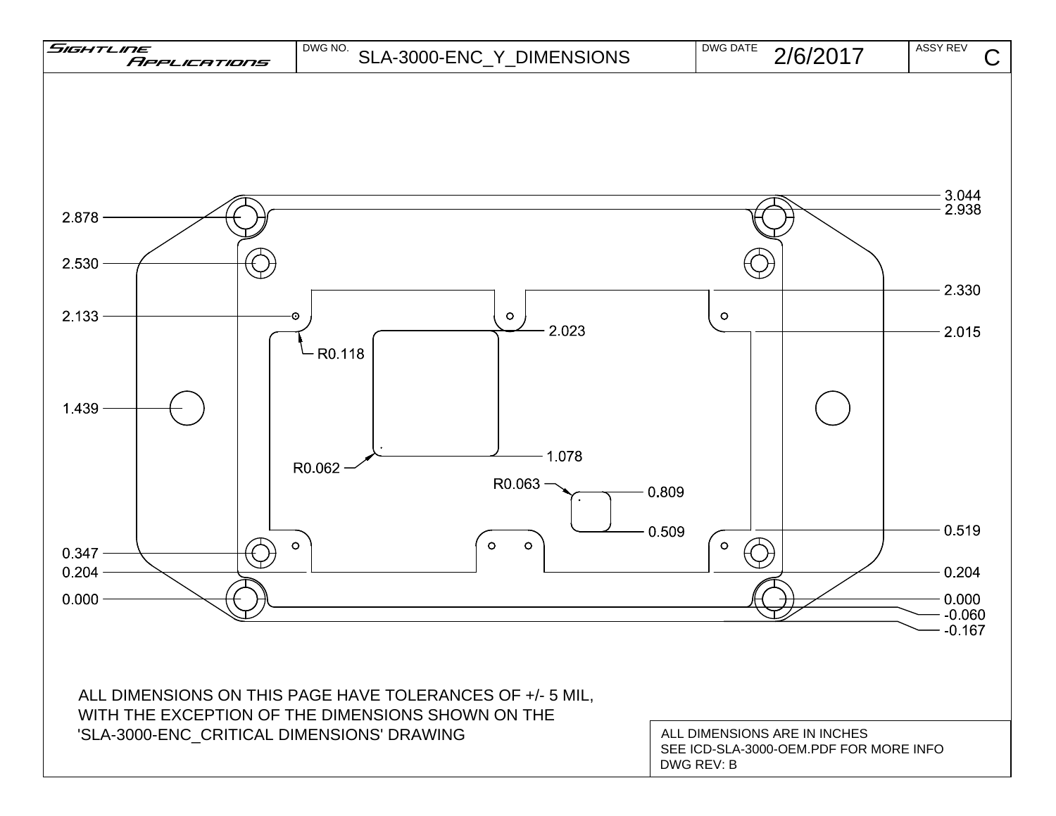| SIGHTLINE APPLICATIONS | DWG NO. SLA-3000-ENC_Y_DIMENSIONS | DWG DATE 2/6/2017 | ASSY REV C |
| --- | --- | --- | --- |

2.878

2.530

2.133

1.439

0.347

0.204

0.000

3.044

2.938

2.330

2.015

2.023

R0.118

1.078

R0.062

R0.063

0.809

0.509

0.519

0.204

0.000

-0.060

-0.167

ALL DIMENSIONS ON THIS PAGE HAVE TOLERANCES OF +/- 5 MIL, WITH THE EXCEPTION OF THE DIMENSIONS SHOWN ON THE 'SLA-3000-ENC_CRITICAL DIMENSIONS' DRAWING

ALL DIMENSIONS ARE IN INCHES
SEE ICD-SLA-3000-OEM.PDF FOR MORE INFO
DWG REV: B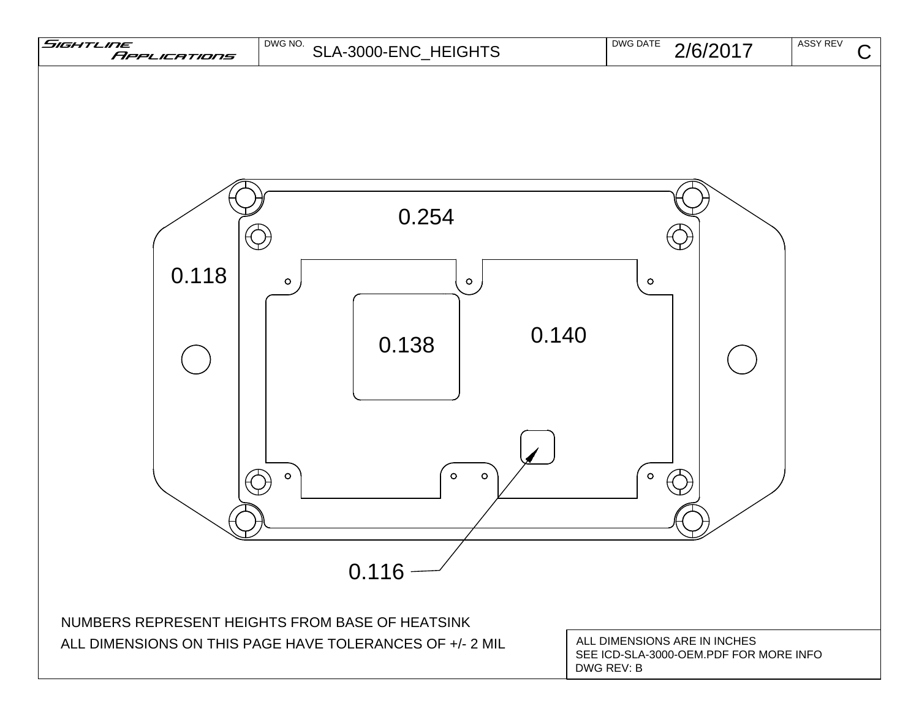| SIGHTLINE APPLICATIONS | DWG NO. SLA-3000-ENC_HEIGHTS | DWG DATE 2/6/2017 | ASSY REV C |
|---|---|---|---|

0.254

0.118

0.138

0.140

0.116

NUMBERS REPRESENT HEIGHTS FROM BASE OF HEATSINK

ALL DIMENSIONS ON THIS PAGE HAVE TOLERANCES OF +/- 2 MIL

ALL DIMENSIONS ARE IN INCHES
SEE ICD-SLA-3000-OEM.PDF FOR MORE INFO
DWG REV: B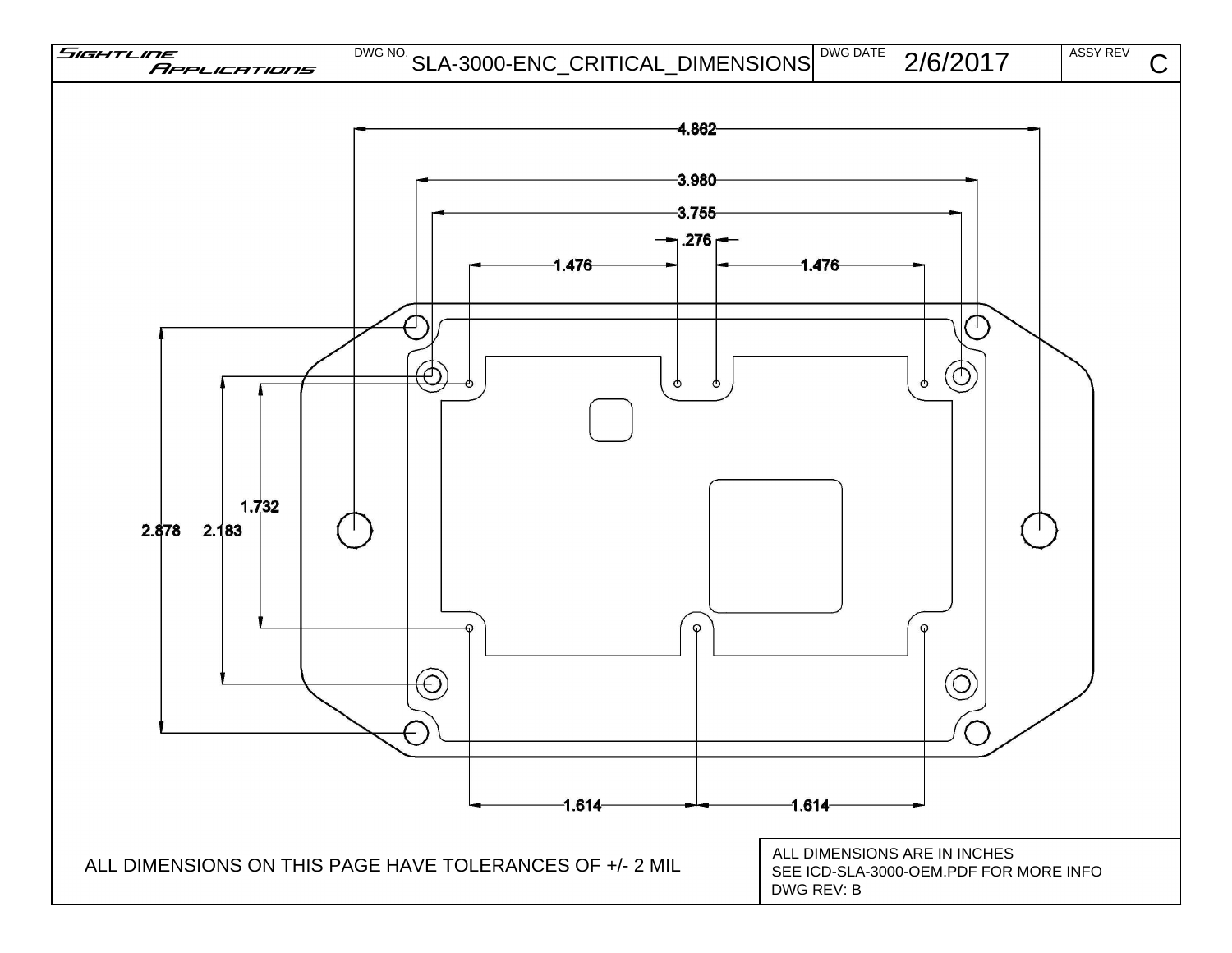| SIGHTLINE APPLICATIONS | DWG NO. SLA-3000-ENC_CRITICAL_DIMENSIONS | DWG DATE 2/6/2017 | ASSY REV C |
| --- | --- | --- | --- |

4.862

3.980

3.755

.276

1.476

1.476

1.732

2.878

2.183

1.614

1.614

ALL DIMENSIONS ON THIS PAGE HAVE TOLERANCES OF +/- 2 MIL

ALL DIMENSIONS ARE IN INCHES
SEE ICD-SLA-3000-OEM.PDF FOR MORE INFO
DWG REV: B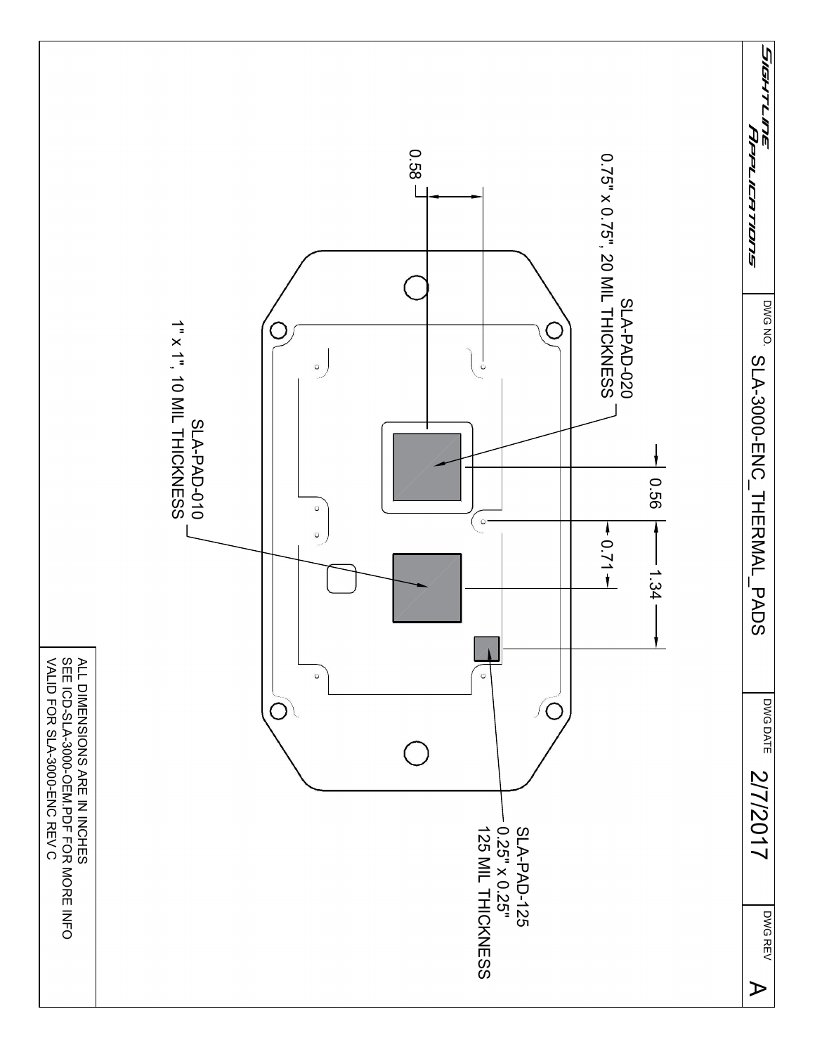**SIGHTLINE APPLICATIONS**

| DWG NO. | DWG DATE | DWG REV |
| --- | --- | --- |
| SLA-3000-ENC_THERMAL_PADS | 2/7/2017 | A |

SLA-PAD-020
0.75" x 0.75", 20 MIL THICKNESS

SLA-PAD-010
1" x 1", 10 MIL THICKNESS

SLA-PAD-125
0.25" x 0.25"
125 MIL THICKNESS

0.58

0.56

0.71

1.34

ALL DIMENSIONS ARE IN INCHES
SEE ICD-SLA-3000-OEM.PDF FOR MORE INFO
VALID FOR SLA-3000-ENC REV C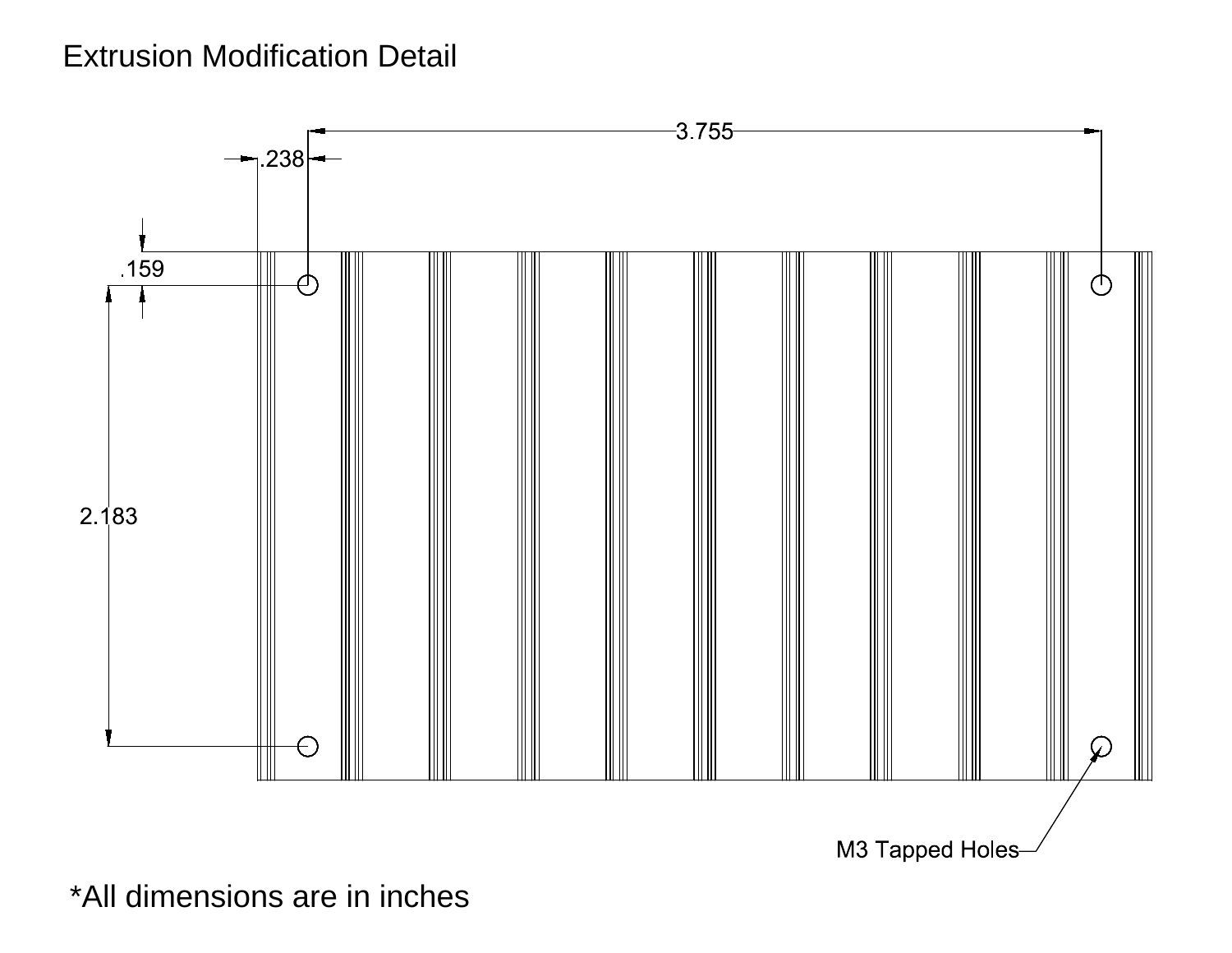# Extrusion Modification Detail

3.755

.238

.159

2.183

M3 Tapped Holes

*All dimensions are in inches